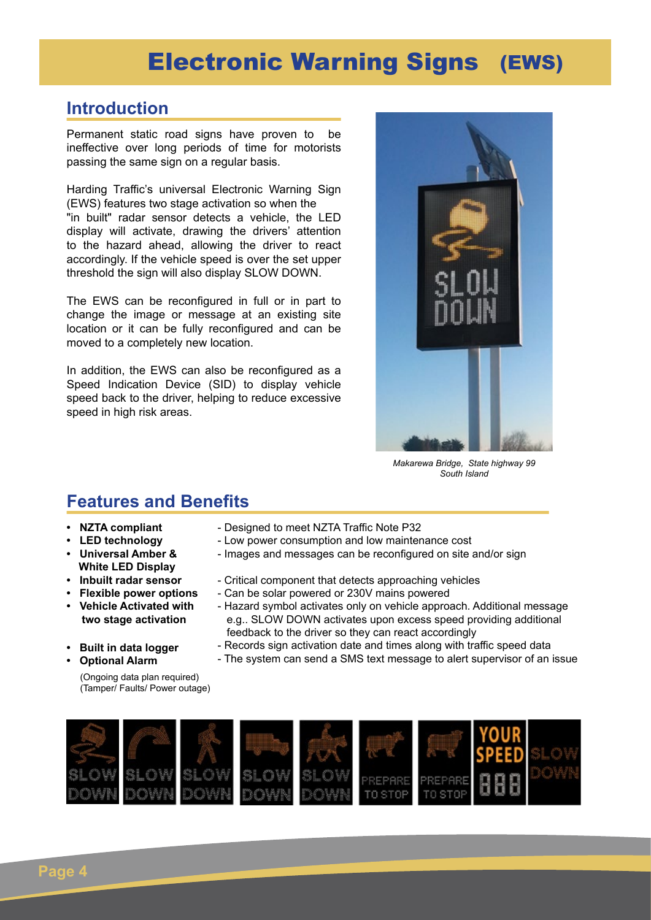# Electronic Warning Signs (EWS)

## Introduction

Permanent static road signs have proven to be ineffective over long periods of time for motorists passing the same sign on a regular basis.

Harding Traffic's universal Electronic Warning Sign (EWS) features two stage activation so when the "in built" radar sensor detects a vehicle, the LED display will activate, drawing the drivers' attention to the hazard ahead, allowing the driver to react accordingly. If the vehicle speed is over the set upper threshold the sign will also display SLOW DOWN.

The EWS can be reconfigured in full or in part to change the image or message at an existing site location or it can be fully reconfigured and can be moved to a completely new location.

In addition, the EWS can also be reconfigured as a Speed Indication Device (SID) to display vehicle speed back to the driver, helping to reduce excessive speed in high risk areas.

*Makarewa Bridge, State highway 99*
*South Island*

## Features and Benefits

- **NZTA compliant** - Designed to meet NZTA Traffic Note P32
- **LED technology** - Low power consumption and low maintenance cost
- **Universal Amber & White LED Display** - Images and messages can be reconfigured on site and/or sign
- **Inbuilt radar sensor** - Critical component that detects approaching vehicles
- **Flexible power options** - Can be solar powered or 230V mains powered
- **Vehicle Activated with two stage activation** - Hazard symbol activates only on vehicle approach. Additional message e.g.. SLOW DOWN activates upon excess speed providing additional feedback to the driver so they can react accordingly
- **Built in data logger** - Records sign activation date and times along with traffic speed data
- **Optional Alarm** - The system can send a SMS text message to alert supervisor of an issue

  (Ongoing data plan required)
  (Tamper/ Faults/ Power outage)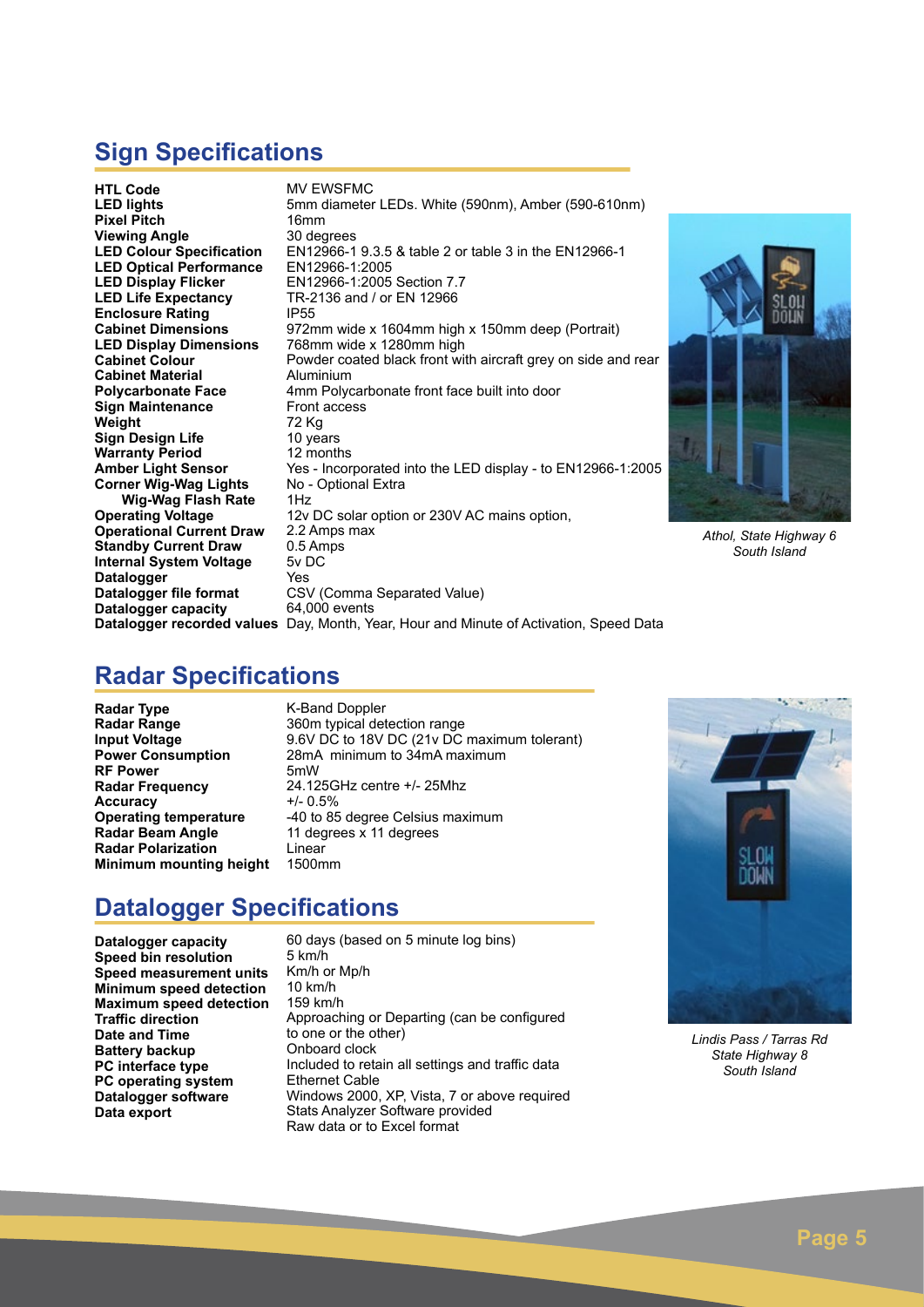## Sign Specifications

| | |
|---|---|
| **HTL Code** | MV EWSFMC |
| **LED lights** | 5mm diameter LEDs. White (590nm), Amber (590-610nm) |
| **Pixel Pitch** | 16mm |
| **Viewing Angle** | 30 degrees |
| **LED Colour Specification** | EN12966-1 9.3.5 & table 2 or table 3 in the EN12966-1 |
| **LED Optical Performance** | EN12966-1:2005 |
| **LED Display Flicker** | EN12966-1:2005 Section 7.7 |
| **LED Life Expectancy** | TR-2136 and / or EN 12966 |
| **Enclosure Rating** | IP55 |
| **Cabinet Dimensions** | 972mm wide x 1604mm high x 150mm deep (Portrait) |
| **LED Display Dimensions** | 768mm wide x 1280mm high |
| **Cabinet Colour** | Powder coated black front with aircraft grey on side and rear |
| **Cabinet Material** | Aluminium |
| **Polycarbonate Face** | 4mm Polycarbonate front face built into door |
| **Sign Maintenance** | Front access |
| **Weight** | 72 Kg |
| **Sign Design Life** | 10 years |
| **Warranty Period** | 12 months |
| **Amber Light Sensor** | Yes - Incorporated into the LED display - to EN12966-1:2005 |
| **Corner Wig-Wag Lights** | No - Optional Extra |
| **Wig-Wag Flash Rate** | 1Hz |
| **Operating Voltage** | 12v DC solar option or 230V AC mains option, |
| **Operational Current Draw** | 2.2 Amps max |
| **Standby Current Draw** | 0.5 Amps |
| **Internal System Voltage** | 5v DC |
| **Datalogger** | Yes |
| **Datalogger file format** | CSV (Comma Separated Value) |
| **Datalogger capacity** | 64,000 events |
| **Datalogger recorded values** | Day, Month, Year, Hour and Minute of Activation, Speed Data |

*Athol, State Highway 6*
*South Island*

## Radar Specifications

| | |
|---|---|
| **Radar Type** | K-Band Doppler |
| **Radar Range** | 360m typical detection range |
| **Input Voltage** | 9.6V DC to 18V DC (21v DC maximum tolerant) |
| **Power Consumption** | 28mA minimum to 34mA maximum |
| **RF Power** | 5mW |
| **Radar Frequency** | 24.125GHz centre +/- 25Mhz |
| **Accuracy** | +/- 0.5% |
| **Operating temperature** | -40 to 85 degree Celsius maximum |
| **Radar Beam Angle** | 11 degrees x 11 degrees |
| **Radar Polarization** | Linear |
| **Minimum mounting height** | 1500mm |

## Datalogger Specifications

| | |
|---|---|
| **Datalogger capacity** | 60 days (based on 5 minute log bins) |
| **Speed bin resolution** | 5 km/h |
| **Speed measurement units** | Km/h or Mp/h |
| **Minimum speed detection** | 10 km/h |
| **Maximum speed detection** | 159 km/h |
| **Traffic direction** | Approaching or Departing (can be configured to one or the other) |
| **Date and Time** | Onboard clock |
| **Battery backup** | Included to retain all settings and traffic data |
| **PC interface type** | Ethernet Cable |
| **PC operating system** | Windows 2000, XP, Vista, 7 or above required |
| **Datalogger software** | Stats Analyzer Software provided |
| **Data export** | Raw data or to Excel format |

*Lindis Pass / Tarras Rd*
*State Highway 8*
*South Island*